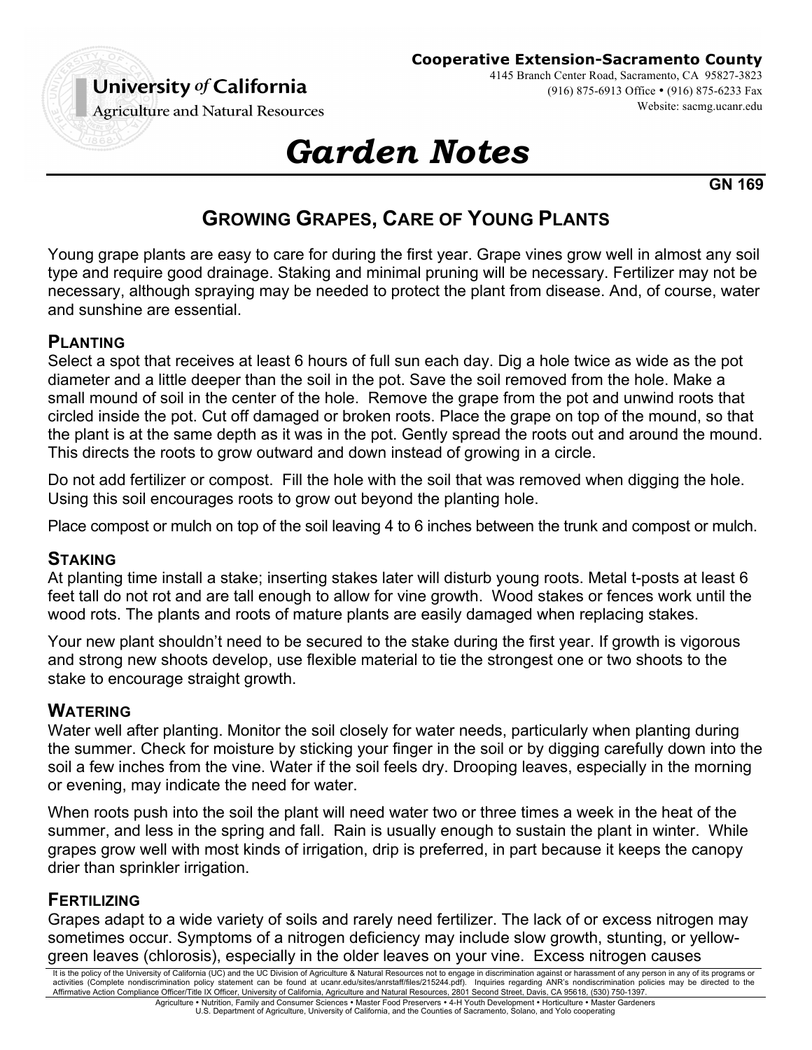University *of* California
Agriculture and Natural Resources

**Cooperative Extension-Sacramento County**
4145 Branch Center Road, Sacramento, CA 95827-3823
(916) 875-6913 Office • (916) 875-6233 Fax
Website: sacmg.ucanr.edu

# *Garden Notes*

**GN 169**

## GROWING GRAPES, CARE OF YOUNG PLANTS

Young grape plants are easy to care for during the first year. Grape vines grow well in almost any soil type and require good drainage. Staking and minimal pruning will be necessary. Fertilizer may not be necessary, although spraying may be needed to protect the plant from disease. And, of course, water and sunshine are essential.

### PLANTING

Select a spot that receives at least 6 hours of full sun each day. Dig a hole twice as wide as the pot diameter and a little deeper than the soil in the pot. Save the soil removed from the hole. Make a small mound of soil in the center of the hole. Remove the grape from the pot and unwind roots that circled inside the pot. Cut off damaged or broken roots. Place the grape on top of the mound, so that the plant is at the same depth as it was in the pot. Gently spread the roots out and around the mound. This directs the roots to grow outward and down instead of growing in a circle.

Do not add fertilizer or compost. Fill the hole with the soil that was removed when digging the hole. Using this soil encourages roots to grow out beyond the planting hole.

Place compost or mulch on top of the soil leaving 4 to 6 inches between the trunk and compost or mulch.

### STAKING

At planting time install a stake; inserting stakes later will disturb young roots. Metal t-posts at least 6 feet tall do not rot and are tall enough to allow for vine growth. Wood stakes or fences work until the wood rots. The plants and roots of mature plants are easily damaged when replacing stakes.

Your new plant shouldn't need to be secured to the stake during the first year. If growth is vigorous and strong new shoots develop, use flexible material to tie the strongest one or two shoots to the stake to encourage straight growth.

### WATERING

Water well after planting. Monitor the soil closely for water needs, particularly when planting during the summer. Check for moisture by sticking your finger in the soil or by digging carefully down into the soil a few inches from the vine. Water if the soil feels dry. Drooping leaves, especially in the morning or evening, may indicate the need for water.

When roots push into the soil the plant will need water two or three times a week in the heat of the summer, and less in the spring and fall. Rain is usually enough to sustain the plant in winter. While grapes grow well with most kinds of irrigation, drip is preferred, in part because it keeps the canopy drier than sprinkler irrigation.

### FERTILIZING

Grapes adapt to a wide variety of soils and rarely need fertilizer. The lack of or excess nitrogen may sometimes occur. Symptoms of a nitrogen deficiency may include slow growth, stunting, or yellow-green leaves (chlorosis), especially in the older leaves on your vine. Excess nitrogen causes

It is the policy of the University of California (UC) and the UC Division of Agriculture & Natural Resources not to engage in discrimination against or harassment of any person in any of its programs or activities (Complete nondiscrimination policy statement can be found at ucanr.edu/sites/anrstaff/files/215244.pdf). Inquiries regarding ANR's nondiscrimination policies may be directed to the Affirmative Action Compliance Officer/Title IX Officer, University of California, Agriculture and Natural Resources, 2801 Second Street, Davis, CA 95618, (530) 750-1397.

Agriculture • Nutrition, Family and Consumer Sciences • Master Food Preservers • 4-H Youth Development • Horticulture • Master Gardeners
U.S. Department of Agriculture, University of California, and the Counties of Sacramento, Solano, and Yolo cooperating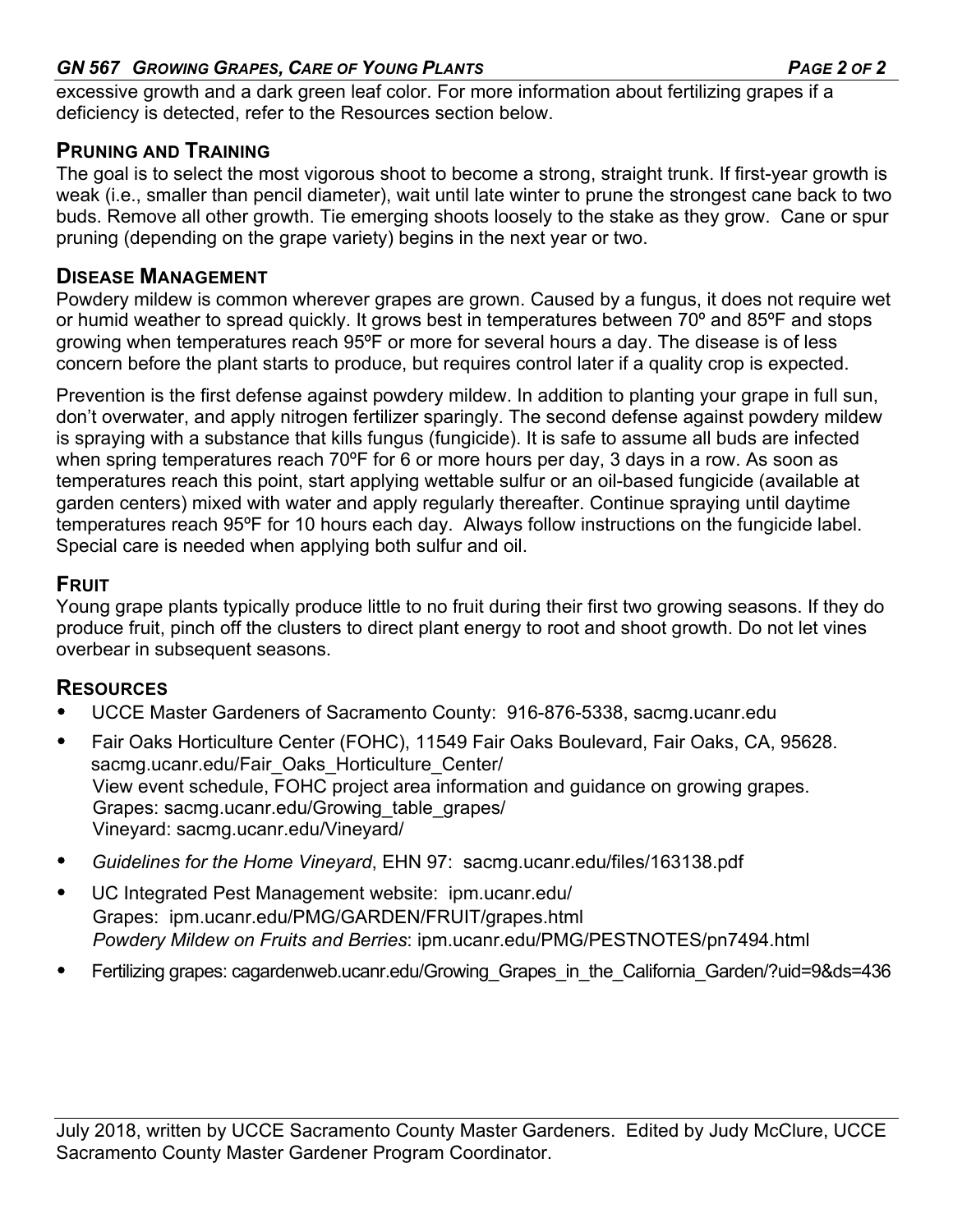excessive growth and a dark green leaf color. For more information about fertilizing grapes if a deficiency is detected, refer to the Resources section below.

## PRUNING AND TRAINING

The goal is to select the most vigorous shoot to become a strong, straight trunk. If first-year growth is weak (i.e., smaller than pencil diameter), wait until late winter to prune the strongest cane back to two buds. Remove all other growth. Tie emerging shoots loosely to the stake as they grow. Cane or spur pruning (depending on the grape variety) begins in the next year or two.

## DISEASE MANAGEMENT

Powdery mildew is common wherever grapes are grown. Caused by a fungus, it does not require wet or humid weather to spread quickly. It grows best in temperatures between 70º and 85ºF and stops growing when temperatures reach 95ºF or more for several hours a day. The disease is of less concern before the plant starts to produce, but requires control later if a quality crop is expected.

Prevention is the first defense against powdery mildew. In addition to planting your grape in full sun, don't overwater, and apply nitrogen fertilizer sparingly. The second defense against powdery mildew is spraying with a substance that kills fungus (fungicide). It is safe to assume all buds are infected when spring temperatures reach 70ºF for 6 or more hours per day, 3 days in a row. As soon as temperatures reach this point, start applying wettable sulfur or an oil-based fungicide (available at garden centers) mixed with water and apply regularly thereafter. Continue spraying until daytime temperatures reach 95ºF for 10 hours each day. Always follow instructions on the fungicide label. Special care is needed when applying both sulfur and oil.

## FRUIT

Young grape plants typically produce little to no fruit during their first two growing seasons. If they do produce fruit, pinch off the clusters to direct plant energy to root and shoot growth. Do not let vines overbear in subsequent seasons.

## RESOURCES

- UCCE Master Gardeners of Sacramento County: 916-876-5338, sacmg.ucanr.edu
- Fair Oaks Horticulture Center (FOHC), 11549 Fair Oaks Boulevard, Fair Oaks, CA, 95628. sacmg.ucanr.edu/Fair_Oaks_Horticulture_Center/
  View event schedule, FOHC project area information and guidance on growing grapes.
  Grapes: sacmg.ucanr.edu/Growing_table_grapes/
  Vineyard: sacmg.ucanr.edu/Vineyard/
- *Guidelines for the Home Vineyard*, EHN 97: sacmg.ucanr.edu/files/163138.pdf
- UC Integrated Pest Management website: ipm.ucanr.edu/
  Grapes: ipm.ucanr.edu/PMG/GARDEN/FRUIT/grapes.html
  *Powdery Mildew on Fruits and Berries*: ipm.ucanr.edu/PMG/PESTNOTES/pn7494.html
- Fertilizing grapes: cagardenweb.ucanr.edu/Growing_Grapes_in_the_California_Garden/?uid=9&ds=436

July 2018, written by UCCE Sacramento County Master Gardeners. Edited by Judy McClure, UCCE Sacramento County Master Gardener Program Coordinator.